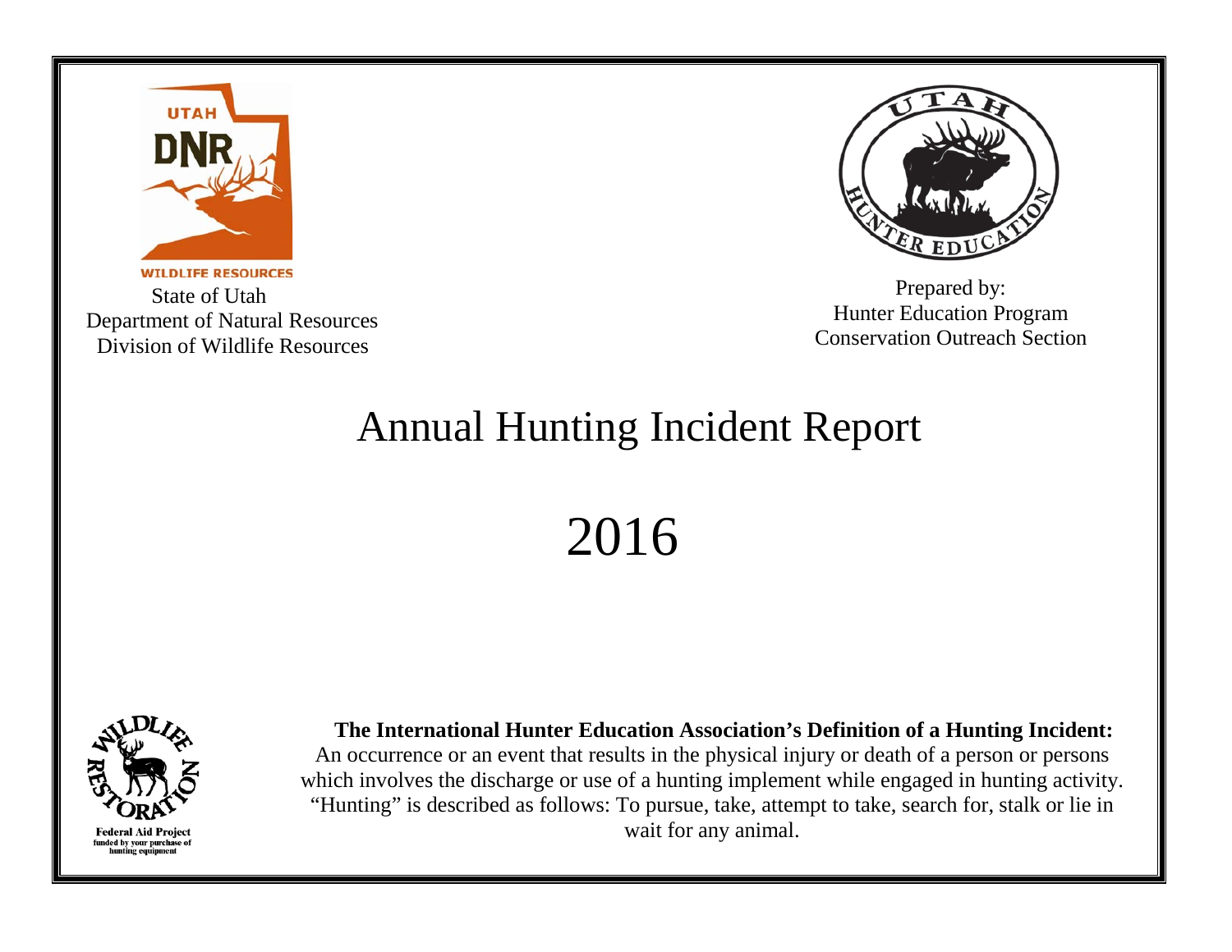UTAH DNR
WILDLIFE RESOURCES

State of Utah
Department of Natural Resources
Division of Wildlife Resources

Prepared by:
Hunter Education Program
Conservation Outreach Section

# Annual Hunting Incident Report

# 2016

Federal Aid Project
funded by your purchase of hunting equipment

**The International Hunter Education Association's Definition of a Hunting Incident:**
An occurrence or an event that results in the physical injury or death of a person or persons which involves the discharge or use of a hunting implement while engaged in hunting activity. "Hunting" is described as follows: To pursue, take, attempt to take, search for, stalk or lie in wait for any animal.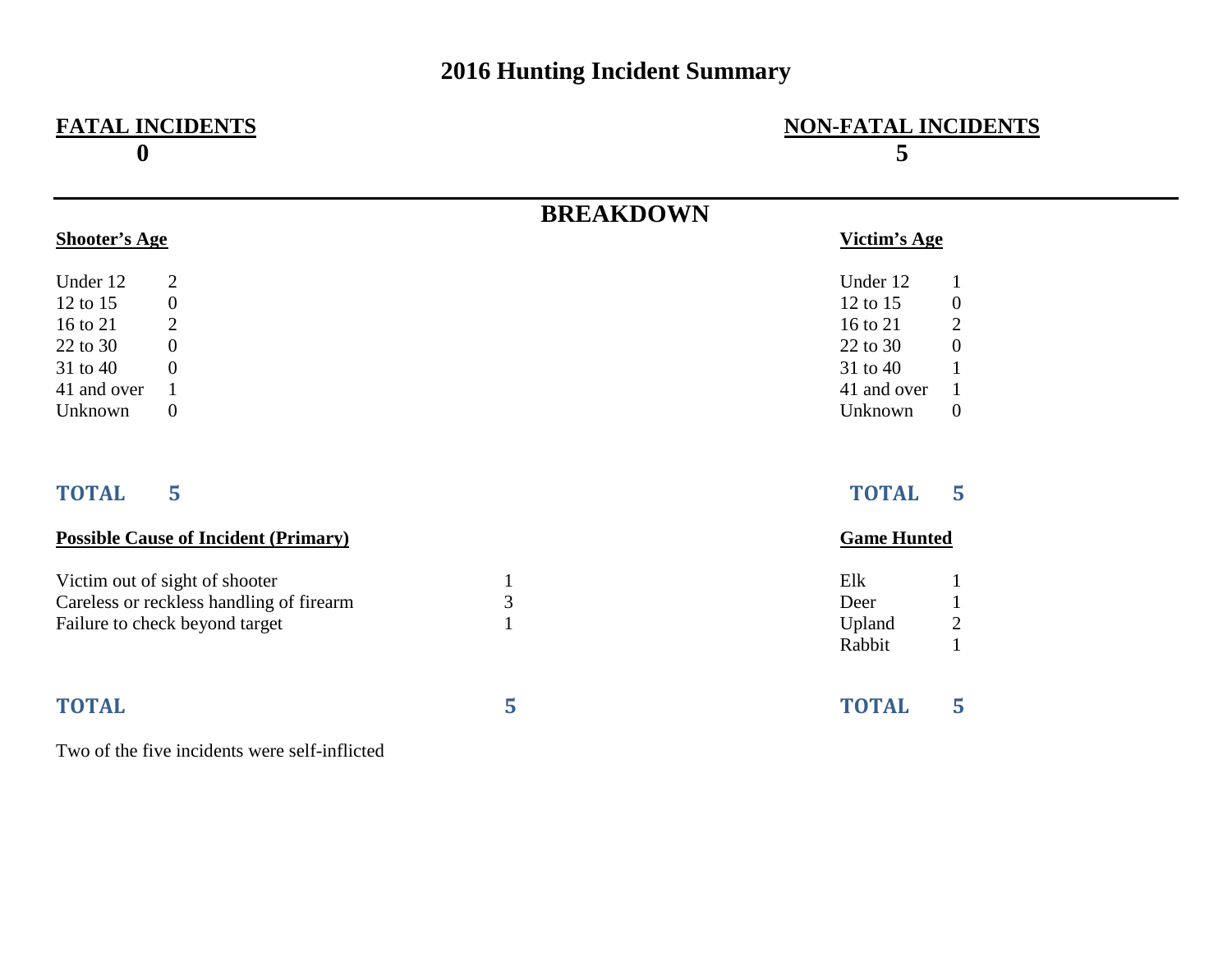# 2016 Hunting Incident Summary

| FATAL INCIDENTS | NON-FATAL INCIDENTS |
|---|---|
| 0 | 5 |

## BREAKDOWN

**Shooter's Age**

| Age | Count |
|---|---|
| Under 12 | 2 |
| 12 to 15 | 0 |
| 16 to 21 | 2 |
| 22 to 30 | 0 |
| 31 to 40 | 0 |
| 41 and over | 1 |
| Unknown | 0 |
| **TOTAL** | **5** |

**Victim's Age**

| Age | Count |
|---|---|
| Under 12 | 1 |
| 12 to 15 | 0 |
| 16 to 21 | 2 |
| 22 to 30 | 0 |
| 31 to 40 | 1 |
| 41 and over | 1 |
| Unknown | 0 |
| **TOTAL** | **5** |

**Possible Cause of Incident (Primary)**

| Cause | Count |
|---|---|
| Victim out of sight of shooter | 1 |
| Careless or reckless handling of firearm | 3 |
| Failure to check beyond target | 1 |
| **TOTAL** | **5** |

**Game Hunted**

| Game | Count |
|---|---|
| Elk | 1 |
| Deer | 1 |
| Upland | 2 |
| Rabbit | 1 |
| **TOTAL** | **5** |

Two of the five incidents were self-inflicted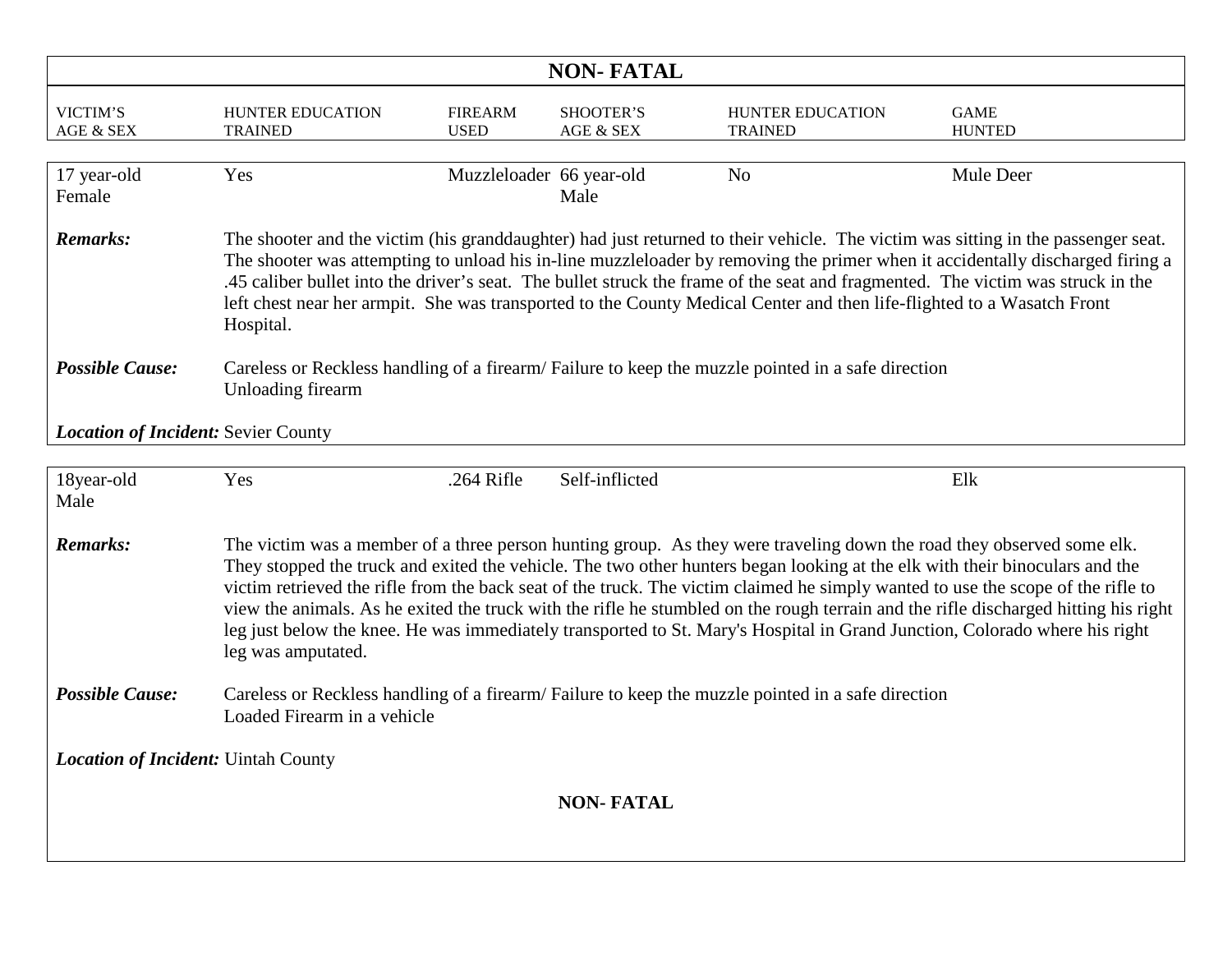## NON- FATAL

| VICTIM'S AGE & SEX | HUNTER EDUCATION TRAINED | FIREARM USED | SHOOTER'S AGE & SEX | HUNTER EDUCATION TRAINED | GAME HUNTED |
|---|---|---|---|---|---|
| 17 year-old Female | Yes | Muzzleloader | 66 year-old Male | No | Mule Deer |

***Remarks:*** The shooter and the victim (his granddaughter) had just returned to their vehicle. The victim was sitting in the passenger seat. The shooter was attempting to unload his in-line muzzleloader by removing the primer when it accidentally discharged firing a .45 caliber bullet into the driver's seat. The bullet struck the frame of the seat and fragmented. The victim was struck in the left chest near her armpit. She was transported to the County Medical Center and then life-flighted to a Wasatch Front Hospital.

***Possible Cause:*** Careless or Reckless handling of a firearm/ Failure to keep the muzzle pointed in a safe direction
Unloading firearm

***Location of Incident:*** Sevier County

| VICTIM'S AGE & SEX | HUNTER EDUCATION TRAINED | FIREARM USED | SHOOTER'S AGE & SEX | HUNTER EDUCATION TRAINED | GAME HUNTED |
|---|---|---|---|---|---|
| 18year-old Male | Yes | .264 Rifle | Self-inflicted | | Elk |

***Remarks:*** The victim was a member of a three person hunting group. As they were traveling down the road they observed some elk. They stopped the truck and exited the vehicle. The two other hunters began looking at the elk with their binoculars and the victim retrieved the rifle from the back seat of the truck. The victim claimed he simply wanted to use the scope of the rifle to view the animals. As he exited the truck with the rifle he stumbled on the rough terrain and the rifle discharged hitting his right leg just below the knee. He was immediately transported to St. Mary's Hospital in Grand Junction, Colorado where his right leg was amputated.

***Possible Cause:*** Careless or Reckless handling of a firearm/ Failure to keep the muzzle pointed in a safe direction
Loaded Firearm in a vehicle

***Location of Incident:*** Uintah County

## NON- FATAL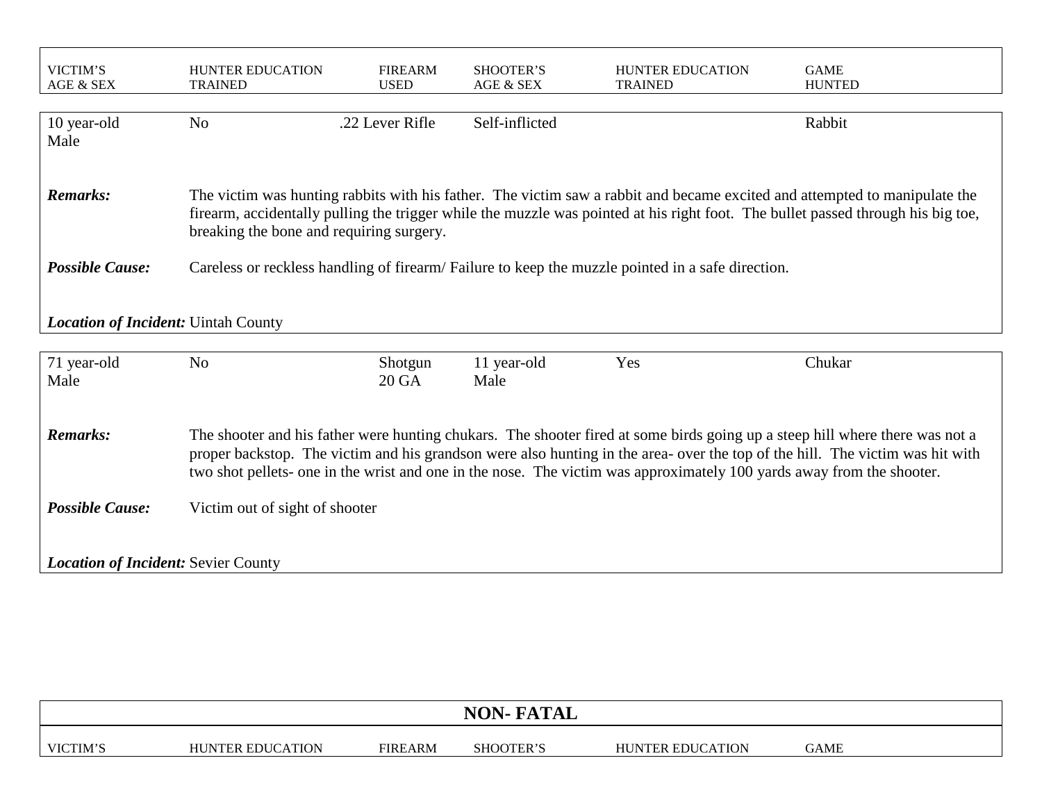| VICTIM'S AGE & SEX | HUNTER EDUCATION TRAINED | FIREARM USED | SHOOTER'S AGE & SEX | HUNTER EDUCATION TRAINED | GAME HUNTED |
|---|---|---|---|---|---|
| 10 year-old Male | No | .22 Lever Rifle | Self-inflicted | | Rabbit |

***Remarks:*** The victim was hunting rabbits with his father. The victim saw a rabbit and became excited and attempted to manipulate the firearm, accidentally pulling the trigger while the muzzle was pointed at his right foot. The bullet passed through his big toe, breaking the bone and requiring surgery.

***Possible Cause:*** Careless or reckless handling of firearm/ Failure to keep the muzzle pointed in a safe direction.

***Location of Incident:*** Uintah County

| VICTIM'S AGE & SEX | HUNTER EDUCATION TRAINED | FIREARM USED | SHOOTER'S AGE & SEX | HUNTER EDUCATION TRAINED | GAME HUNTED |
|---|---|---|---|---|---|
| 71 year-old Male | No | Shotgun 20 GA | 11 year-old Male | Yes | Chukar |

***Remarks:*** The shooter and his father were hunting chukars. The shooter fired at some birds going up a steep hill where there was not a proper backstop. The victim and his grandson were also hunting in the area- over the top of the hill. The victim was hit with two shot pellets- one in the wrist and one in the nose. The victim was approximately 100 yards away from the shooter.

***Possible Cause:*** Victim out of sight of shooter

***Location of Incident:*** Sevier County

## NON- FATAL

| VICTIM'S | HUNTER EDUCATION | FIREARM | SHOOTER'S | HUNTER EDUCATION | GAME |
|---|---|---|---|---|---|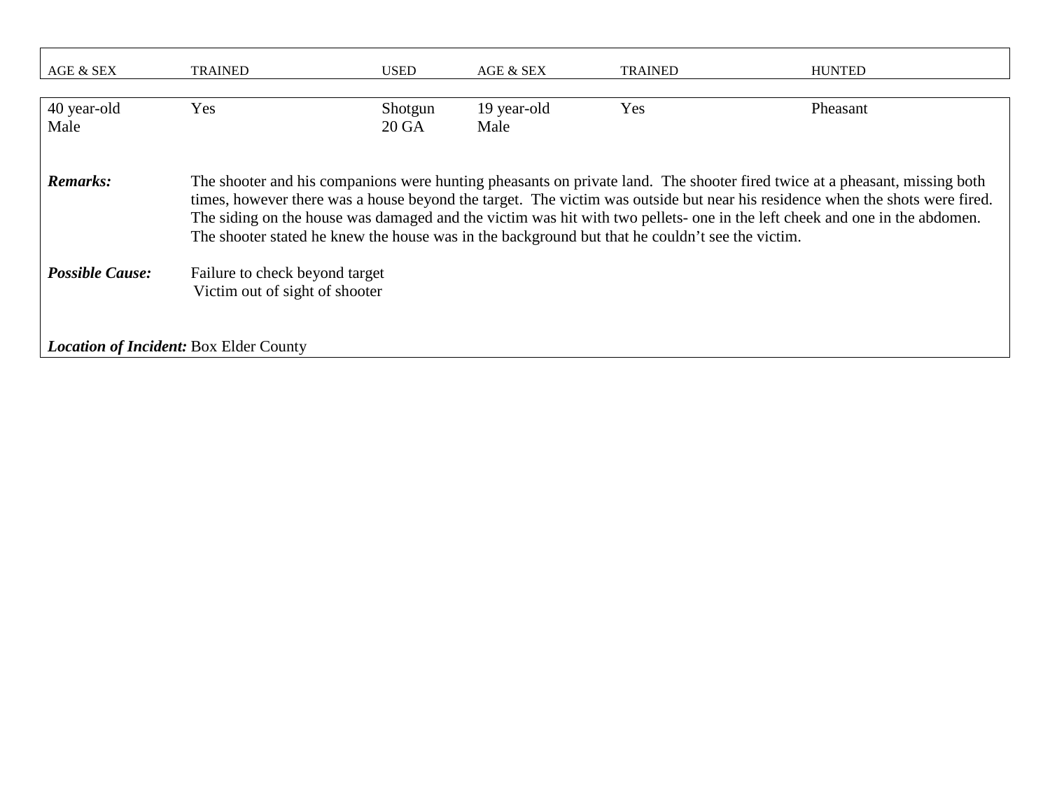| AGE & SEX | TRAINED | USED | AGE & SEX | TRAINED | HUNTED |
| --- | --- | --- | --- | --- | --- |
| 40 year-old Male | Yes | Shotgun 20 GA | 19 year-old Male | Yes | Pheasant |

***Remarks:*** The shooter and his companions were hunting pheasants on private land. The shooter fired twice at a pheasant, missing both times, however there was a house beyond the target. The victim was outside but near his residence when the shots were fired. The siding on the house was damaged and the victim was hit with two pellets- one in the left cheek and one in the abdomen. The shooter stated he knew the house was in the background but that he couldn't see the victim.

***Possible Cause:*** Failure to check beyond target
Victim out of sight of shooter

***Location of Incident:*** Box Elder County